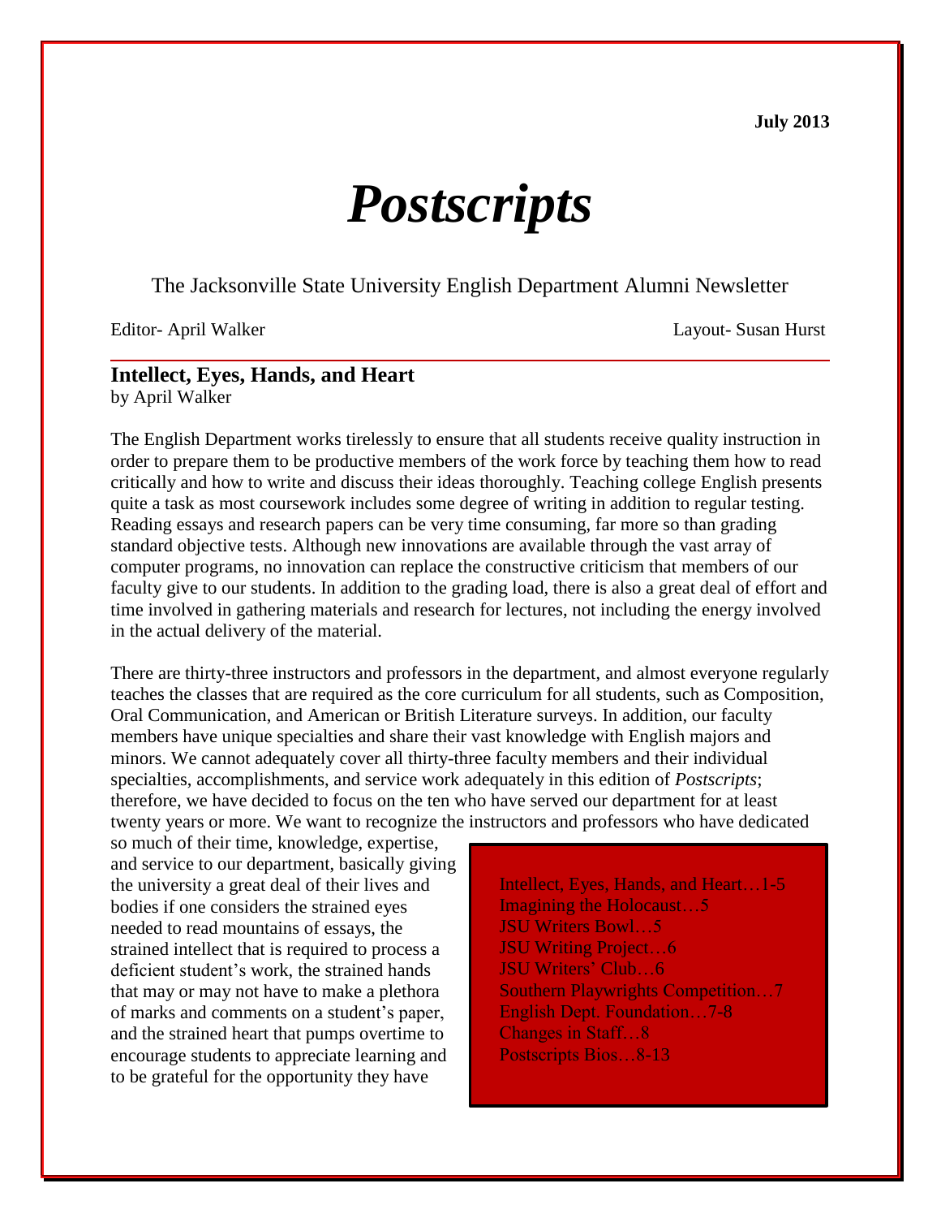July 2013

# *Postscripts*

The Jacksonville State University English Department Alumni Newsletter

Editor- April Walker

Layout- Susan Hurst

## Intellect, Eyes, Hands, and Heart

by April Walker

The English Department works tirelessly to ensure that all students receive quality instruction in order to prepare them to be productive members of the work force by teaching them how to read critically and how to write and discuss their ideas thoroughly. Teaching college English presents quite a task as most coursework includes some degree of writing in addition to regular testing. Reading essays and research papers can be very time consuming, far more so than grading standard objective tests. Although new innovations are available through the vast array of computer programs, no innovation can replace the constructive criticism that members of our faculty give to our students. In addition to the grading load, there is also a great deal of effort and time involved in gathering materials and research for lectures, not including the energy involved in the actual delivery of the material.

There are thirty-three instructors and professors in the department, and almost everyone regularly teaches the classes that are required as the core curriculum for all students, such as Composition, Oral Communication, and American or British Literature surveys. In addition, our faculty members have unique specialties and share their vast knowledge with English majors and minors. We cannot adequately cover all thirty-three faculty members and their individual specialties, accomplishments, and service work adequately in this edition of *Postscripts*; therefore, we have decided to focus on the ten who have served our department for at least twenty years or more. We want to recognize the instructors and professors who have dedicated so much of their time, knowledge, expertise, and service to our department, basically giving the university a great deal of their lives and bodies if one considers the strained eyes needed to read mountains of essays, the strained intellect that is required to process a deficient student's work, the strained hands that may or may not have to make a plethora of marks and comments on a student's paper, and the strained heart that pumps overtime to encourage students to appreciate learning and to be grateful for the opportunity they have

Intellect, Eyes, Hands, and Heart…1-5
Imagining the Holocaust…5
JSU Writers Bowl…5
JSU Writing Project…6
JSU Writers' Club…6
Southern Playwrights Competition…7
English Dept. Foundation…7-8
Changes in Staff…8
Postscripts Bios…8-13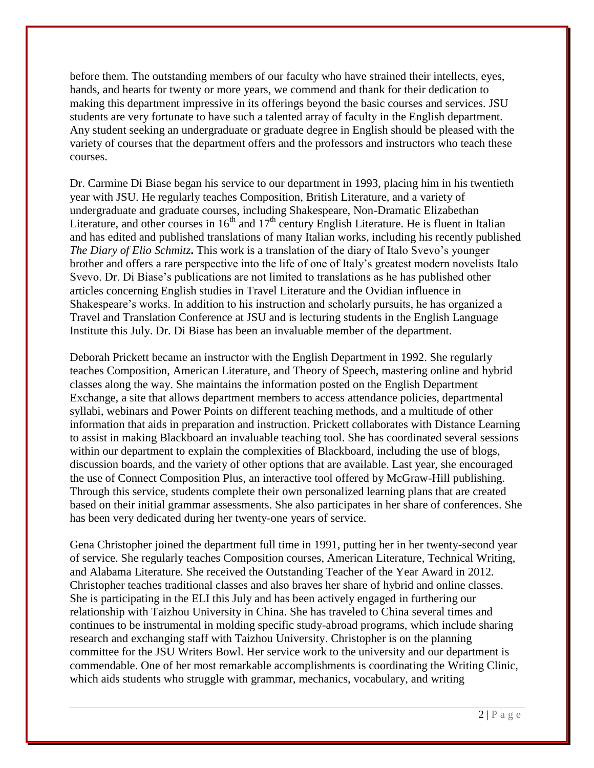before them. The outstanding members of our faculty who have strained their intellects, eyes, hands, and hearts for twenty or more years, we commend and thank for their dedication to making this department impressive in its offerings beyond the basic courses and services. JSU students are very fortunate to have such a talented array of faculty in the English department. Any student seeking an undergraduate or graduate degree in English should be pleased with the variety of courses that the department offers and the professors and instructors who teach these courses.

Dr. Carmine Di Biase began his service to our department in 1993, placing him in his twentieth year with JSU. He regularly teaches Composition, British Literature, and a variety of undergraduate and graduate courses, including Shakespeare, Non-Dramatic Elizabethan Literature, and other courses in 16th and 17th century English Literature. He is fluent in Italian and has edited and published translations of many Italian works, including his recently published *The Diary of Elio Schmitz***.** This work is a translation of the diary of Italo Svevo's younger brother and offers a rare perspective into the life of one of Italy's greatest modern novelists Italo Svevo. Dr. Di Biase's publications are not limited to translations as he has published other articles concerning English studies in Travel Literature and the Ovidian influence in Shakespeare's works. In addition to his instruction and scholarly pursuits, he has organized a Travel and Translation Conference at JSU and is lecturing students in the English Language Institute this July. Dr. Di Biase has been an invaluable member of the department.

Deborah Prickett became an instructor with the English Department in 1992. She regularly teaches Composition, American Literature, and Theory of Speech, mastering online and hybrid classes along the way. She maintains the information posted on the English Department Exchange, a site that allows department members to access attendance policies, departmental syllabi, webinars and Power Points on different teaching methods, and a multitude of other information that aids in preparation and instruction. Prickett collaborates with Distance Learning to assist in making Blackboard an invaluable teaching tool. She has coordinated several sessions within our department to explain the complexities of Blackboard, including the use of blogs, discussion boards, and the variety of other options that are available. Last year, she encouraged the use of Connect Composition Plus, an interactive tool offered by McGraw-Hill publishing. Through this service, students complete their own personalized learning plans that are created based on their initial grammar assessments. She also participates in her share of conferences. She has been very dedicated during her twenty-one years of service.

Gena Christopher joined the department full time in 1991, putting her in her twenty-second year of service. She regularly teaches Composition courses, American Literature, Technical Writing, and Alabama Literature. She received the Outstanding Teacher of the Year Award in 2012. Christopher teaches traditional classes and also braves her share of hybrid and online classes. She is participating in the ELI this July and has been actively engaged in furthering our relationship with Taizhou University in China. She has traveled to China several times and continues to be instrumental in molding specific study-abroad programs, which include sharing research and exchanging staff with Taizhou University. Christopher is on the planning committee for the JSU Writers Bowl. Her service work to the university and our department is commendable. One of her most remarkable accomplishments is coordinating the Writing Clinic, which aids students who struggle with grammar, mechanics, vocabulary, and writing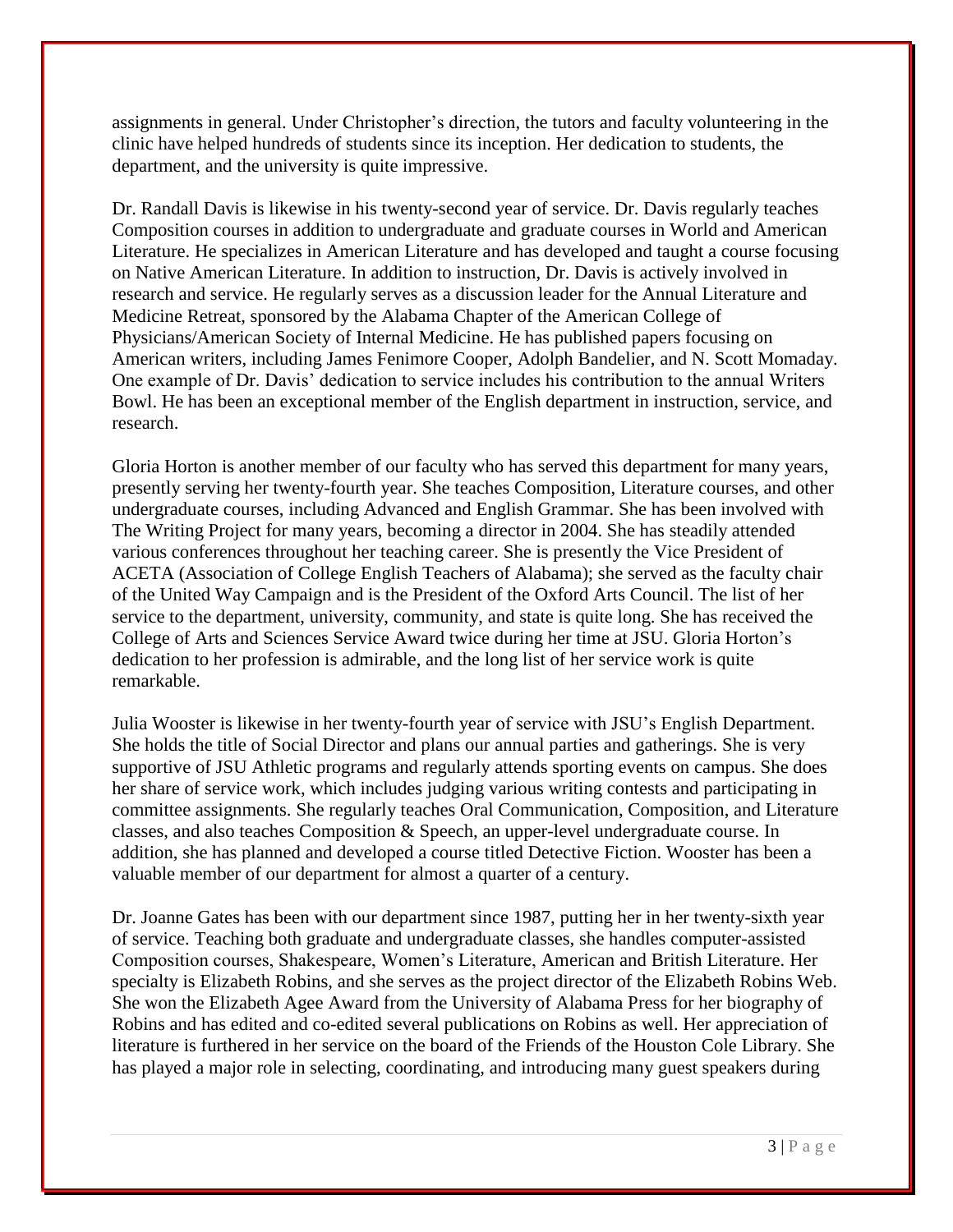assignments in general. Under Christopher's direction, the tutors and faculty volunteering in the clinic have helped hundreds of students since its inception. Her dedication to students, the department, and the university is quite impressive.

Dr. Randall Davis is likewise in his twenty-second year of service. Dr. Davis regularly teaches Composition courses in addition to undergraduate and graduate courses in World and American Literature. He specializes in American Literature and has developed and taught a course focusing on Native American Literature. In addition to instruction, Dr. Davis is actively involved in research and service. He regularly serves as a discussion leader for the Annual Literature and Medicine Retreat, sponsored by the Alabama Chapter of the American College of Physicians/American Society of Internal Medicine. He has published papers focusing on American writers, including James Fenimore Cooper, Adolph Bandelier, and N. Scott Momaday. One example of Dr. Davis' dedication to service includes his contribution to the annual Writers Bowl. He has been an exceptional member of the English department in instruction, service, and research.

Gloria Horton is another member of our faculty who has served this department for many years, presently serving her twenty-fourth year. She teaches Composition, Literature courses, and other undergraduate courses, including Advanced and English Grammar. She has been involved with The Writing Project for many years, becoming a director in 2004. She has steadily attended various conferences throughout her teaching career. She is presently the Vice President of ACETA (Association of College English Teachers of Alabama); she served as the faculty chair of the United Way Campaign and is the President of the Oxford Arts Council. The list of her service to the department, university, community, and state is quite long. She has received the College of Arts and Sciences Service Award twice during her time at JSU. Gloria Horton's dedication to her profession is admirable, and the long list of her service work is quite remarkable.

Julia Wooster is likewise in her twenty-fourth year of service with JSU's English Department. She holds the title of Social Director and plans our annual parties and gatherings. She is very supportive of JSU Athletic programs and regularly attends sporting events on campus. She does her share of service work, which includes judging various writing contests and participating in committee assignments. She regularly teaches Oral Communication, Composition, and Literature classes, and also teaches Composition & Speech, an upper-level undergraduate course. In addition, she has planned and developed a course titled Detective Fiction. Wooster has been a valuable member of our department for almost a quarter of a century.

Dr. Joanne Gates has been with our department since 1987, putting her in her twenty-sixth year of service. Teaching both graduate and undergraduate classes, she handles computer-assisted Composition courses, Shakespeare, Women's Literature, American and British Literature. Her specialty is Elizabeth Robins, and she serves as the project director of the Elizabeth Robins Web. She won the Elizabeth Agee Award from the University of Alabama Press for her biography of Robins and has edited and co-edited several publications on Robins as well. Her appreciation of literature is furthered in her service on the board of the Friends of the Houston Cole Library. She has played a major role in selecting, coordinating, and introducing many guest speakers during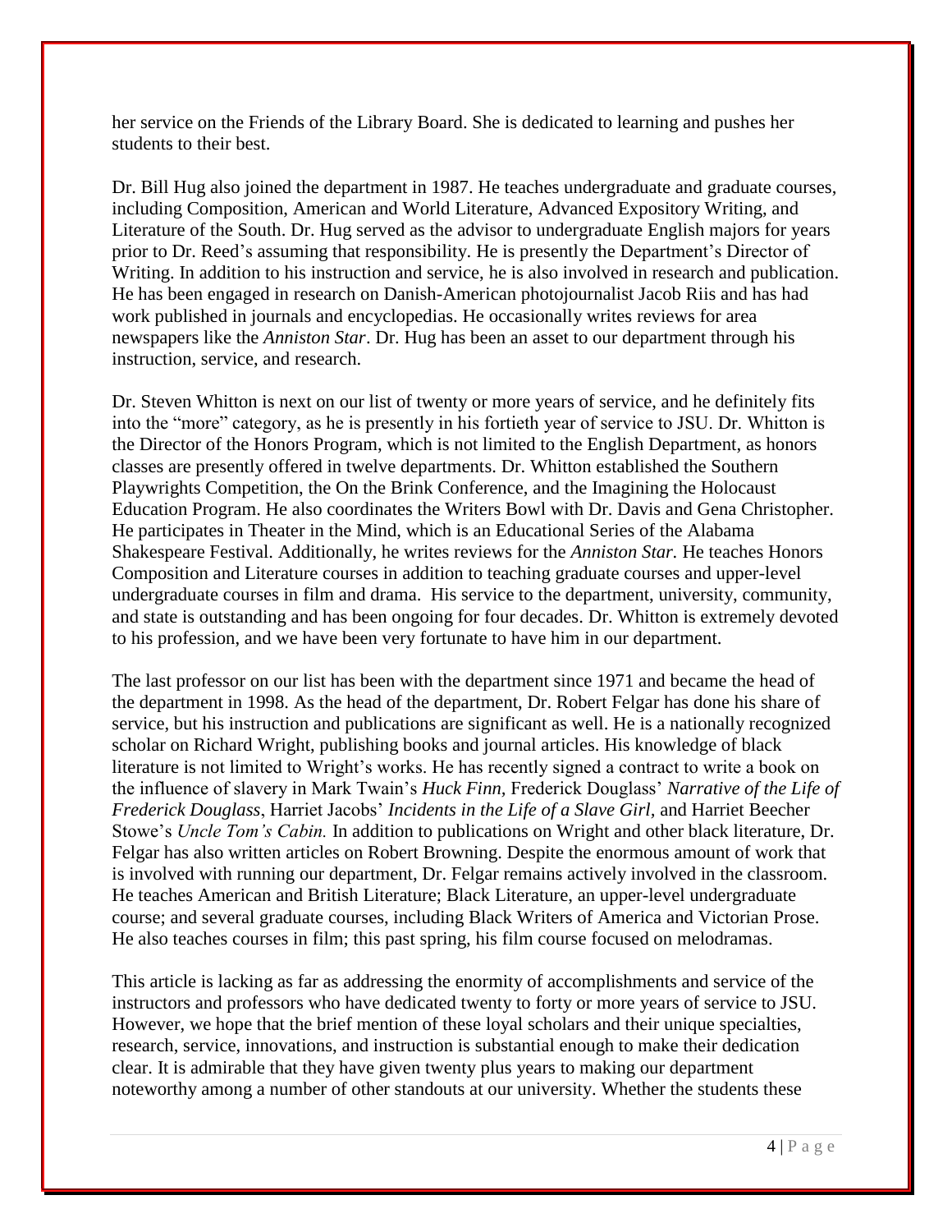her service on the Friends of the Library Board. She is dedicated to learning and pushes her students to their best.

Dr. Bill Hug also joined the department in 1987. He teaches undergraduate and graduate courses, including Composition, American and World Literature, Advanced Expository Writing, and Literature of the South. Dr. Hug served as the advisor to undergraduate English majors for years prior to Dr. Reed's assuming that responsibility. He is presently the Department's Director of Writing. In addition to his instruction and service, he is also involved in research and publication. He has been engaged in research on Danish-American photojournalist Jacob Riis and has had work published in journals and encyclopedias. He occasionally writes reviews for area newspapers like the *Anniston Star*. Dr. Hug has been an asset to our department through his instruction, service, and research.

Dr. Steven Whitton is next on our list of twenty or more years of service, and he definitely fits into the "more" category, as he is presently in his fortieth year of service to JSU. Dr. Whitton is the Director of the Honors Program, which is not limited to the English Department, as honors classes are presently offered in twelve departments. Dr. Whitton established the Southern Playwrights Competition, the On the Brink Conference, and the Imagining the Holocaust Education Program. He also coordinates the Writers Bowl with Dr. Davis and Gena Christopher. He participates in Theater in the Mind, which is an Educational Series of the Alabama Shakespeare Festival. Additionally, he writes reviews for the *Anniston Star.* He teaches Honors Composition and Literature courses in addition to teaching graduate courses and upper-level undergraduate courses in film and drama. His service to the department, university, community, and state is outstanding and has been ongoing for four decades. Dr. Whitton is extremely devoted to his profession, and we have been very fortunate to have him in our department.

The last professor on our list has been with the department since 1971 and became the head of the department in 1998. As the head of the department, Dr. Robert Felgar has done his share of service, but his instruction and publications are significant as well. He is a nationally recognized scholar on Richard Wright, publishing books and journal articles. His knowledge of black literature is not limited to Wright's works. He has recently signed a contract to write a book on the influence of slavery in Mark Twain's *Huck Finn,* Frederick Douglass' *Narrative of the Life of Frederick Douglass*, Harriet Jacobs' *Incidents in the Life of a Slave Girl,* and Harriet Beecher Stowe's *Uncle Tom's Cabin.* In addition to publications on Wright and other black literature, Dr. Felgar has also written articles on Robert Browning. Despite the enormous amount of work that is involved with running our department, Dr. Felgar remains actively involved in the classroom. He teaches American and British Literature; Black Literature, an upper-level undergraduate course; and several graduate courses, including Black Writers of America and Victorian Prose. He also teaches courses in film; this past spring, his film course focused on melodramas.

This article is lacking as far as addressing the enormity of accomplishments and service of the instructors and professors who have dedicated twenty to forty or more years of service to JSU. However, we hope that the brief mention of these loyal scholars and their unique specialties, research, service, innovations, and instruction is substantial enough to make their dedication clear. It is admirable that they have given twenty plus years to making our department noteworthy among a number of other standouts at our university. Whether the students these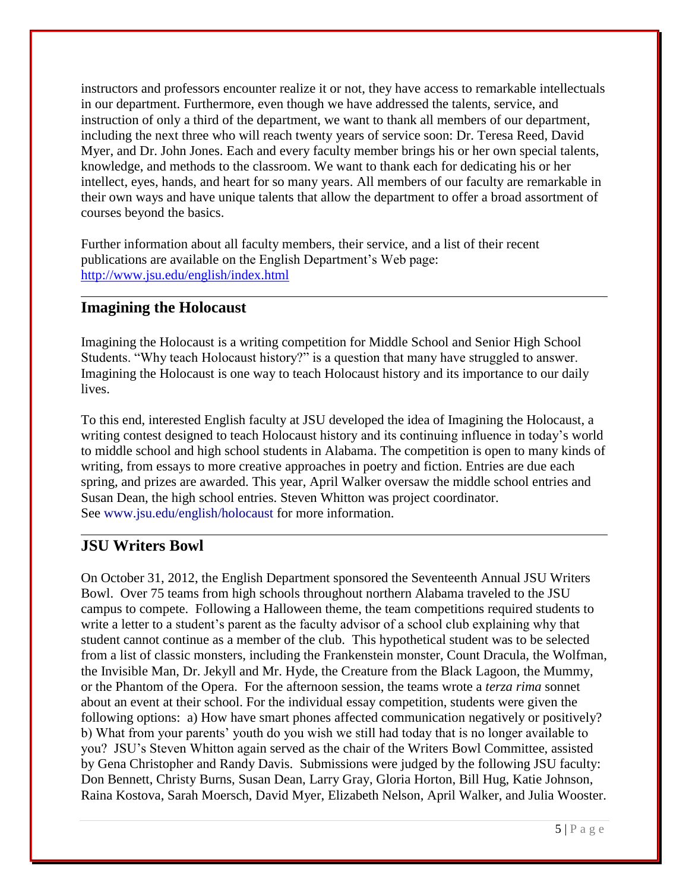instructors and professors encounter realize it or not, they have access to remarkable intellectuals in our department. Furthermore, even though we have addressed the talents, service, and instruction of only a third of the department, we want to thank all members of our department, including the next three who will reach twenty years of service soon: Dr. Teresa Reed, David Myer, and Dr. John Jones. Each and every faculty member brings his or her own special talents, knowledge, and methods to the classroom. We want to thank each for dedicating his or her intellect, eyes, hands, and heart for so many years. All members of our faculty are remarkable in their own ways and have unique talents that allow the department to offer a broad assortment of courses beyond the basics.

Further information about all faculty members, their service, and a list of their recent publications are available on the English Department's Web page: [http://www.jsu.edu/english/index.html](http://www.jsu.edu/english/index.html)

---

## Imagining the Holocaust

Imagining the Holocaust is a writing competition for Middle School and Senior High School Students. "Why teach Holocaust history?" is a question that many have struggled to answer. Imagining the Holocaust is one way to teach Holocaust history and its importance to our daily lives.

To this end, interested English faculty at JSU developed the idea of Imagining the Holocaust, a writing contest designed to teach Holocaust history and its continuing influence in today's world to middle school and high school students in Alabama. The competition is open to many kinds of writing, from essays to more creative approaches in poetry and fiction. Entries are due each spring, and prizes are awarded. This year, April Walker oversaw the middle school entries and Susan Dean, the high school entries. Steven Whitton was project coordinator. See www.jsu.edu/english/holocaust for more information.

---

## JSU Writers Bowl

On October 31, 2012, the English Department sponsored the Seventeenth Annual JSU Writers Bowl. Over 75 teams from high schools throughout northern Alabama traveled to the JSU campus to compete. Following a Halloween theme, the team competitions required students to write a letter to a student's parent as the faculty advisor of a school club explaining why that student cannot continue as a member of the club. This hypothetical student was to be selected from a list of classic monsters, including the Frankenstein monster, Count Dracula, the Wolfman, the Invisible Man, Dr. Jekyll and Mr. Hyde, the Creature from the Black Lagoon, the Mummy, or the Phantom of the Opera. For the afternoon session, the teams wrote a *terza rima* sonnet about an event at their school. For the individual essay competition, students were given the following options: a) How have smart phones affected communication negatively or positively? b) What from your parents' youth do you wish we still had today that is no longer available to you? JSU's Steven Whitton again served as the chair of the Writers Bowl Committee, assisted by Gena Christopher and Randy Davis. Submissions were judged by the following JSU faculty: Don Bennett, Christy Burns, Susan Dean, Larry Gray, Gloria Horton, Bill Hug, Katie Johnson, Raina Kostova, Sarah Moersch, David Myer, Elizabeth Nelson, April Walker, and Julia Wooster.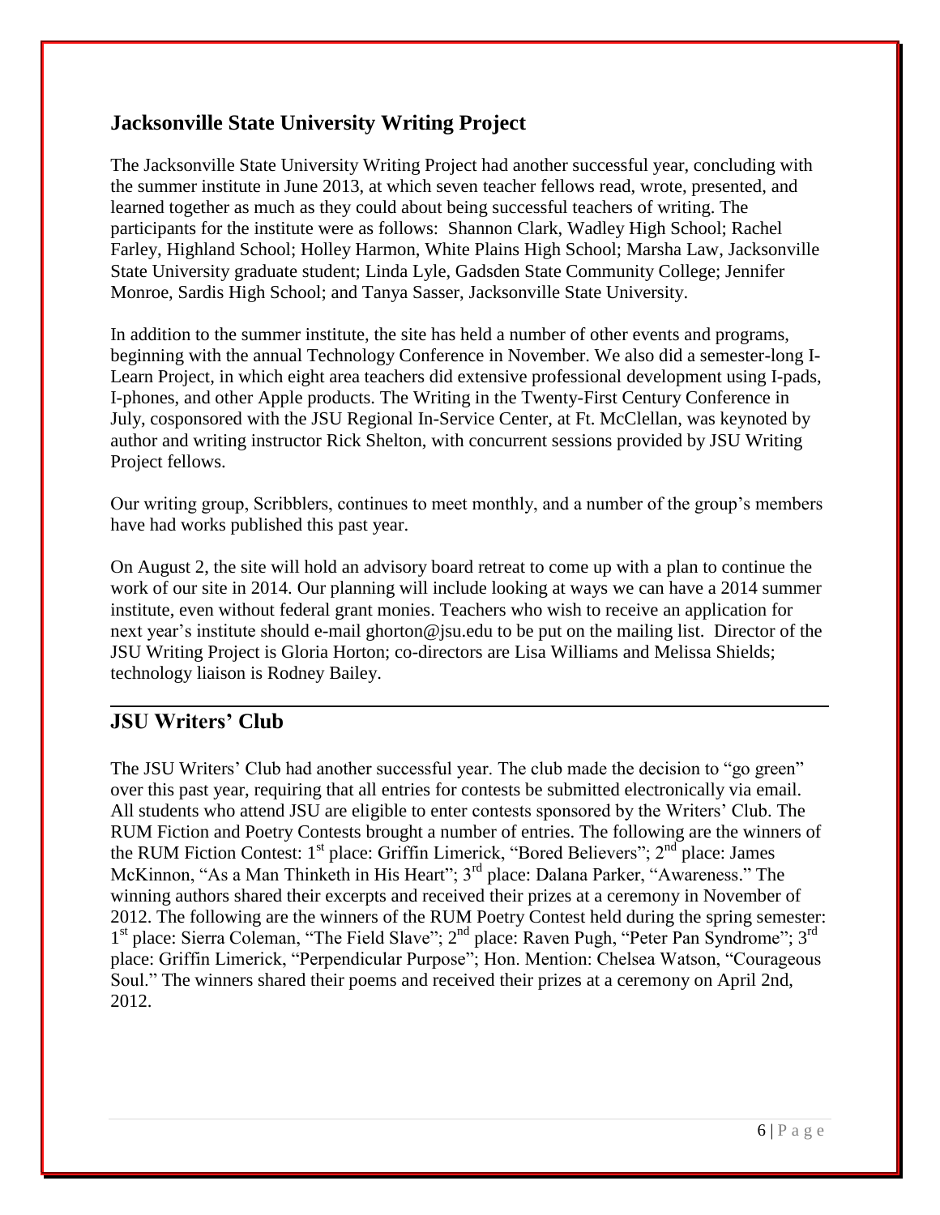## Jacksonville State University Writing Project

The Jacksonville State University Writing Project had another successful year, concluding with the summer institute in June 2013, at which seven teacher fellows read, wrote, presented, and learned together as much as they could about being successful teachers of writing. The participants for the institute were as follows: Shannon Clark, Wadley High School; Rachel Farley, Highland School; Holley Harmon, White Plains High School; Marsha Law, Jacksonville State University graduate student; Linda Lyle, Gadsden State Community College; Jennifer Monroe, Sardis High School; and Tanya Sasser, Jacksonville State University.

In addition to the summer institute, the site has held a number of other events and programs, beginning with the annual Technology Conference in November. We also did a semester-long I-Learn Project, in which eight area teachers did extensive professional development using I-pads, I-phones, and other Apple products. The Writing in the Twenty-First Century Conference in July, cosponsored with the JSU Regional In-Service Center, at Ft. McClellan, was keynoted by author and writing instructor Rick Shelton, with concurrent sessions provided by JSU Writing Project fellows.

Our writing group, Scribblers, continues to meet monthly, and a number of the group's members have had works published this past year.

On August 2, the site will hold an advisory board retreat to come up with a plan to continue the work of our site in 2014. Our planning will include looking at ways we can have a 2014 summer institute, even without federal grant monies. Teachers who wish to receive an application for next year's institute should e-mail ghorton@jsu.edu to be put on the mailing list. Director of the JSU Writing Project is Gloria Horton; co-directors are Lisa Williams and Melissa Shields; technology liaison is Rodney Bailey.

---

## JSU Writers' Club

The JSU Writers' Club had another successful year. The club made the decision to "go green" over this past year, requiring that all entries for contests be submitted electronically via email. All students who attend JSU are eligible to enter contests sponsored by the Writers' Club. The RUM Fiction and Poetry Contests brought a number of entries. The following are the winners of the RUM Fiction Contest: 1st place: Griffin Limerick, "Bored Believers"; 2nd place: James McKinnon, "As a Man Thinketh in His Heart"; 3rd place: Dalana Parker, "Awareness." The winning authors shared their excerpts and received their prizes at a ceremony in November of 2012. The following are the winners of the RUM Poetry Contest held during the spring semester: 1st place: Sierra Coleman, "The Field Slave"; 2nd place: Raven Pugh, "Peter Pan Syndrome"; 3rd place: Griffin Limerick, "Perpendicular Purpose"; Hon. Mention: Chelsea Watson, "Courageous Soul." The winners shared their poems and received their prizes at a ceremony on April 2nd, 2012.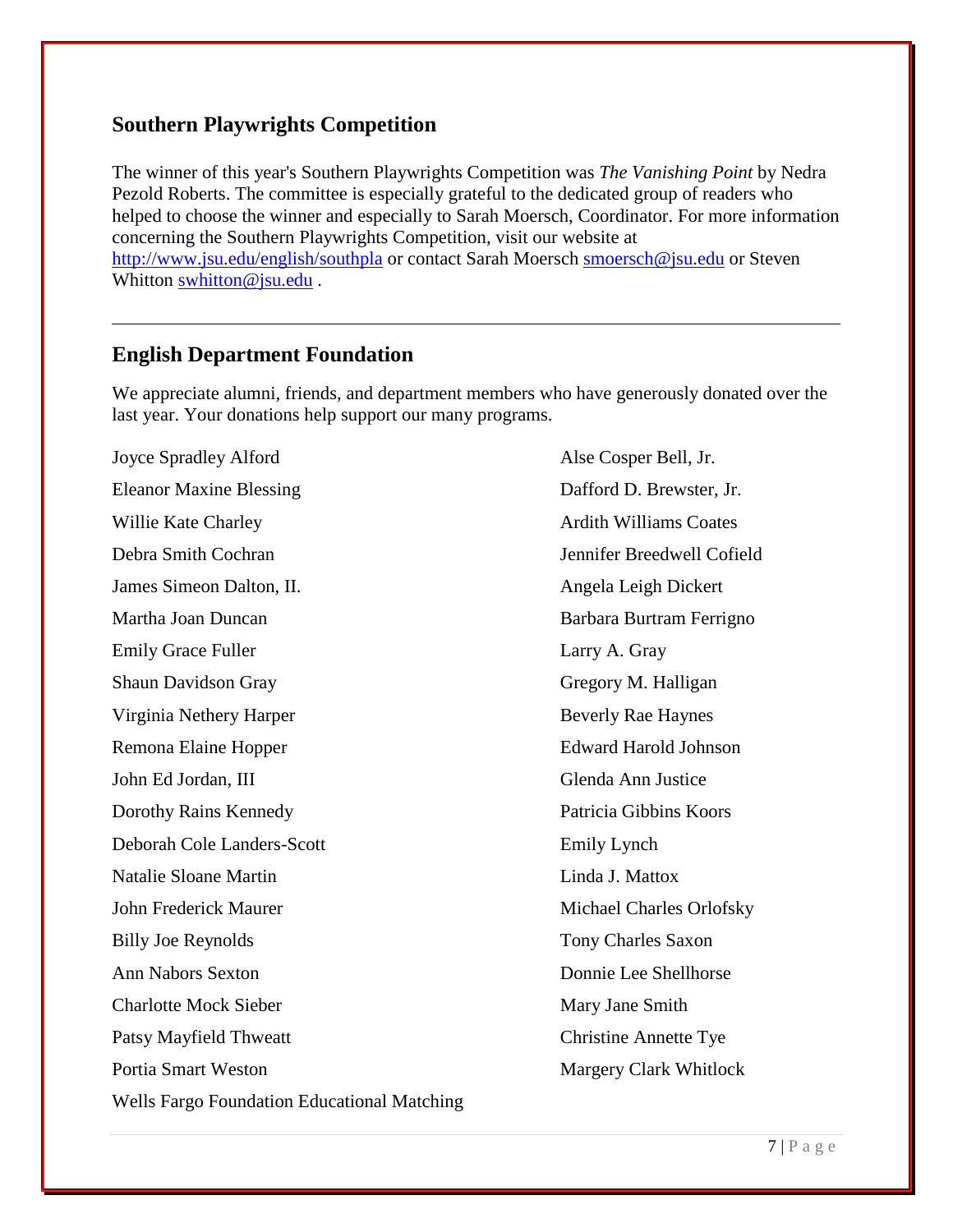## Southern Playwrights Competition

The winner of this year's Southern Playwrights Competition was *The Vanishing Point* by Nedra Pezold Roberts. The committee is especially grateful to the dedicated group of readers who helped to choose the winner and especially to Sarah Moersch, Coordinator. For more information concerning the Southern Playwrights Competition, visit our website at [http://www.jsu.edu/english/southpla](http://www.jsu.edu/english/southpla) or contact Sarah Moersch [smoersch@jsu.edu](mailto:smoersch@jsu.edu) or Steven Whitton [swhitton@jsu.edu](mailto:swhitton@jsu.edu) .

---

## English Department Foundation

We appreciate alumni, friends, and department members who have generously donated over the last year. Your donations help support our many programs.

Joyce Spradley Alford
Alse Cosper Bell, Jr.
Eleanor Maxine Blessing
Dafford D. Brewster, Jr.
Willie Kate Charley
Ardith Williams Coates
Debra Smith Cochran
Jennifer Breedwell Cofield
James Simeon Dalton, II.
Angela Leigh Dickert
Martha Joan Duncan
Barbara Burtram Ferrigno
Emily Grace Fuller
Larry A. Gray
Shaun Davidson Gray
Gregory M. Halligan
Virginia Nethery Harper
Beverly Rae Haynes
Remona Elaine Hopper
Edward Harold Johnson
John Ed Jordan, III
Glenda Ann Justice
Dorothy Rains Kennedy
Patricia Gibbins Koors
Deborah Cole Landers-Scott
Emily Lynch
Natalie Sloane Martin
Linda J. Mattox
John Frederick Maurer
Michael Charles Orlofsky
Billy Joe Reynolds
Tony Charles Saxon
Ann Nabors Sexton
Donnie Lee Shellhorse
Charlotte Mock Sieber
Mary Jane Smith
Patsy Mayfield Thweatt
Christine Annette Tye
Portia Smart Weston
Margery Clark Whitlock
Wells Fargo Foundation Educational Matching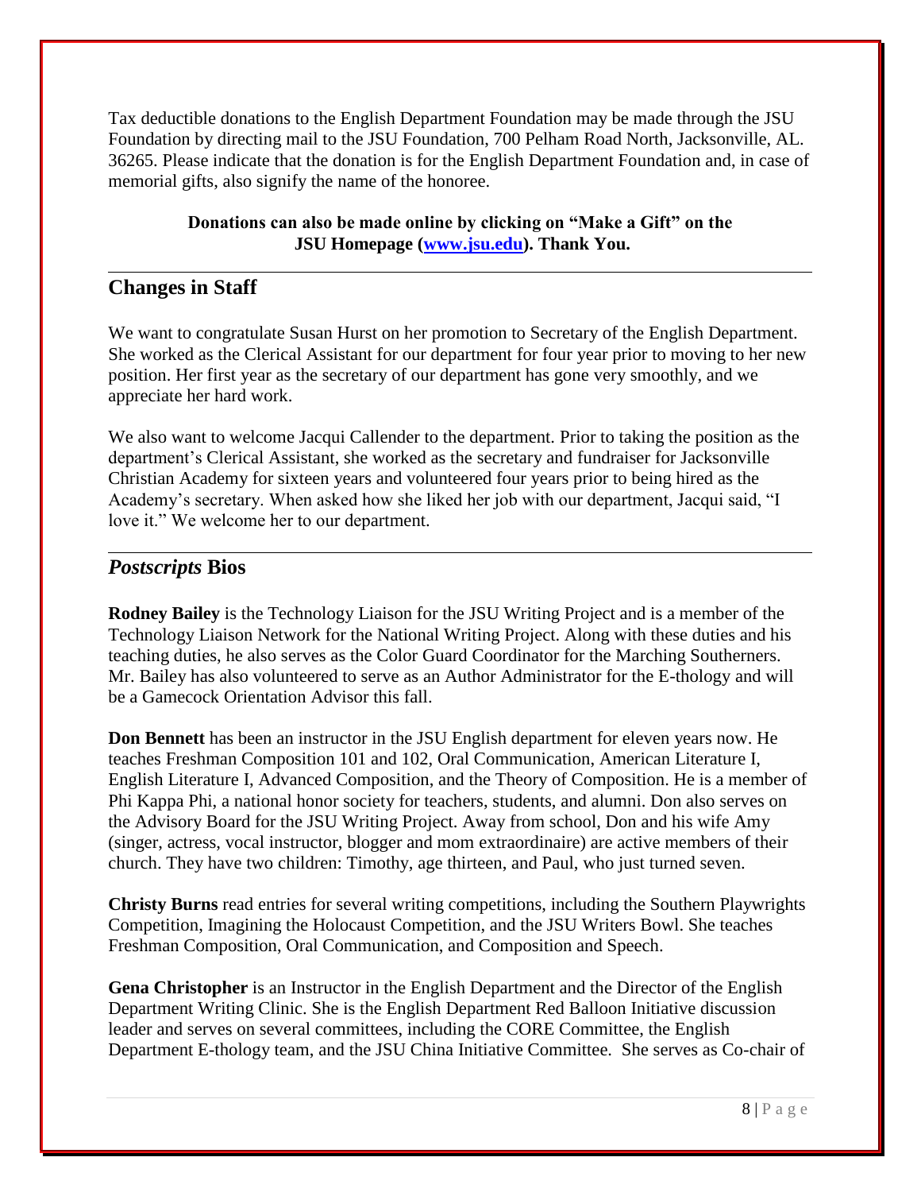Tax deductible donations to the English Department Foundation may be made through the JSU Foundation by directing mail to the JSU Foundation, 700 Pelham Road North, Jacksonville, AL. 36265. Please indicate that the donation is for the English Department Foundation and, in case of memorial gifts, also signify the name of the honoree.

**Donations can also be made online by clicking on "Make a Gift" on the JSU Homepage ([www.jsu.edu](http://www.jsu.edu)). Thank You.**

---

## Changes in Staff

We want to congratulate Susan Hurst on her promotion to Secretary of the English Department. She worked as the Clerical Assistant for our department for four year prior to moving to her new position. Her first year as the secretary of our department has gone very smoothly, and we appreciate her hard work.

We also want to welcome Jacqui Callender to the department. Prior to taking the position as the department's Clerical Assistant, she worked as the secretary and fundraiser for Jacksonville Christian Academy for sixteen years and volunteered four years prior to being hired as the Academy's secretary. When asked how she liked her job with our department, Jacqui said, "I love it." We welcome her to our department.

---

## *Postscripts* Bios

**Rodney Bailey** is the Technology Liaison for the JSU Writing Project and is a member of the Technology Liaison Network for the National Writing Project. Along with these duties and his teaching duties, he also serves as the Color Guard Coordinator for the Marching Southerners. Mr. Bailey has also volunteered to serve as an Author Administrator for the E-thology and will be a Gamecock Orientation Advisor this fall.

**Don Bennett** has been an instructor in the JSU English department for eleven years now. He teaches Freshman Composition 101 and 102, Oral Communication, American Literature I, English Literature I, Advanced Composition, and the Theory of Composition. He is a member of Phi Kappa Phi, a national honor society for teachers, students, and alumni. Don also serves on the Advisory Board for the JSU Writing Project. Away from school, Don and his wife Amy (singer, actress, vocal instructor, blogger and mom extraordinaire) are active members of their church. They have two children: Timothy, age thirteen, and Paul, who just turned seven.

**Christy Burns** read entries for several writing competitions, including the Southern Playwrights Competition, Imagining the Holocaust Competition, and the JSU Writers Bowl. She teaches Freshman Composition, Oral Communication, and Composition and Speech.

**Gena Christopher** is an Instructor in the English Department and the Director of the English Department Writing Clinic. She is the English Department Red Balloon Initiative discussion leader and serves on several committees, including the CORE Committee, the English Department E-thology team, and the JSU China Initiative Committee. She serves as Co-chair of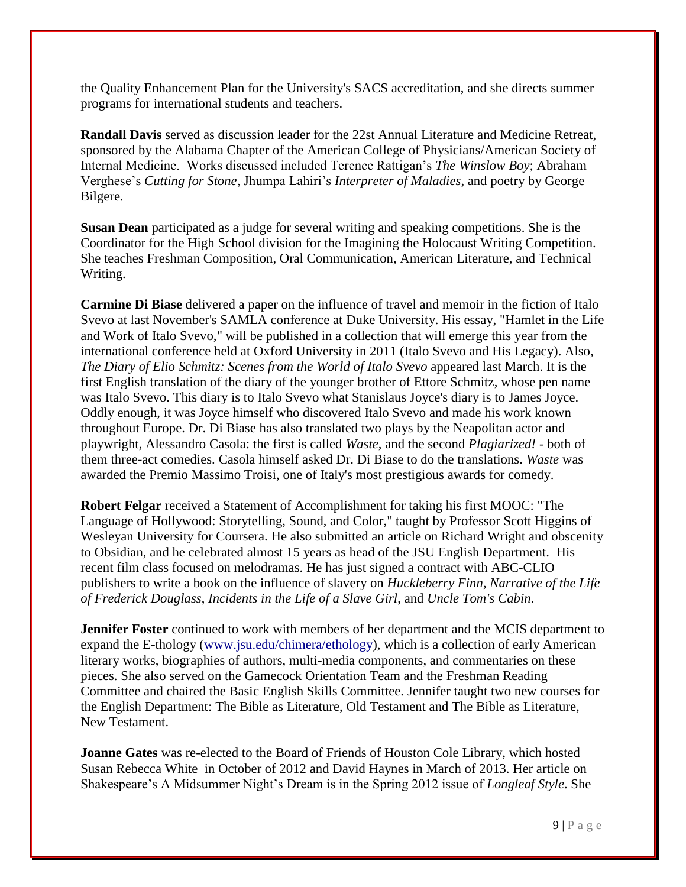the Quality Enhancement Plan for the University's SACS accreditation, and she directs summer programs for international students and teachers.

**Randall Davis** served as discussion leader for the 22st Annual Literature and Medicine Retreat, sponsored by the Alabama Chapter of the American College of Physicians/American Society of Internal Medicine. Works discussed included Terence Rattigan's *The Winslow Boy*; Abraham Verghese's *Cutting for Stone*, Jhumpa Lahiri's *Interpreter of Maladies*, and poetry by George Bilgere.

**Susan Dean** participated as a judge for several writing and speaking competitions. She is the Coordinator for the High School division for the Imagining the Holocaust Writing Competition. She teaches Freshman Composition, Oral Communication, American Literature, and Technical Writing.

**Carmine Di Biase** delivered a paper on the influence of travel and memoir in the fiction of Italo Svevo at last November's SAMLA conference at Duke University. His essay, "Hamlet in the Life and Work of Italo Svevo," will be published in a collection that will emerge this year from the international conference held at Oxford University in 2011 (Italo Svevo and His Legacy). Also, *The Diary of Elio Schmitz: Scenes from the World of Italo Svevo* appeared last March. It is the first English translation of the diary of the younger brother of Ettore Schmitz, whose pen name was Italo Svevo. This diary is to Italo Svevo what Stanislaus Joyce's diary is to James Joyce. Oddly enough, it was Joyce himself who discovered Italo Svevo and made his work known throughout Europe. Dr. Di Biase has also translated two plays by the Neapolitan actor and playwright, Alessandro Casola: the first is called *Waste*, and the second *Plagiarized!* - both of them three-act comedies. Casola himself asked Dr. Di Biase to do the translations. *Waste* was awarded the Premio Massimo Troisi, one of Italy's most prestigious awards for comedy.

**Robert Felgar** received a Statement of Accomplishment for taking his first MOOC: "The Language of Hollywood: Storytelling, Sound, and Color," taught by Professor Scott Higgins of Wesleyan University for Coursera. He also submitted an article on Richard Wright and obscenity to Obsidian, and he celebrated almost 15 years as head of the JSU English Department. His recent film class focused on melodramas. He has just signed a contract with ABC-CLIO publishers to write a book on the influence of slavery on *Huckleberry Finn*, *Narrative of the Life of Frederick Douglass*, *Incidents in the Life of a Slave Girl*, and *Uncle Tom's Cabin*.

**Jennifer Foster** continued to work with members of her department and the MCIS department to expand the E-thology (www.jsu.edu/chimera/ethology), which is a collection of early American literary works, biographies of authors, multi-media components, and commentaries on these pieces. She also served on the Gamecock Orientation Team and the Freshman Reading Committee and chaired the Basic English Skills Committee. Jennifer taught two new courses for the English Department: The Bible as Literature, Old Testament and The Bible as Literature, New Testament.

**Joanne Gates** was re-elected to the Board of Friends of Houston Cole Library, which hosted Susan Rebecca White in October of 2012 and David Haynes in March of 2013. Her article on Shakespeare's A Midsummer Night's Dream is in the Spring 2012 issue of *Longleaf Style*. She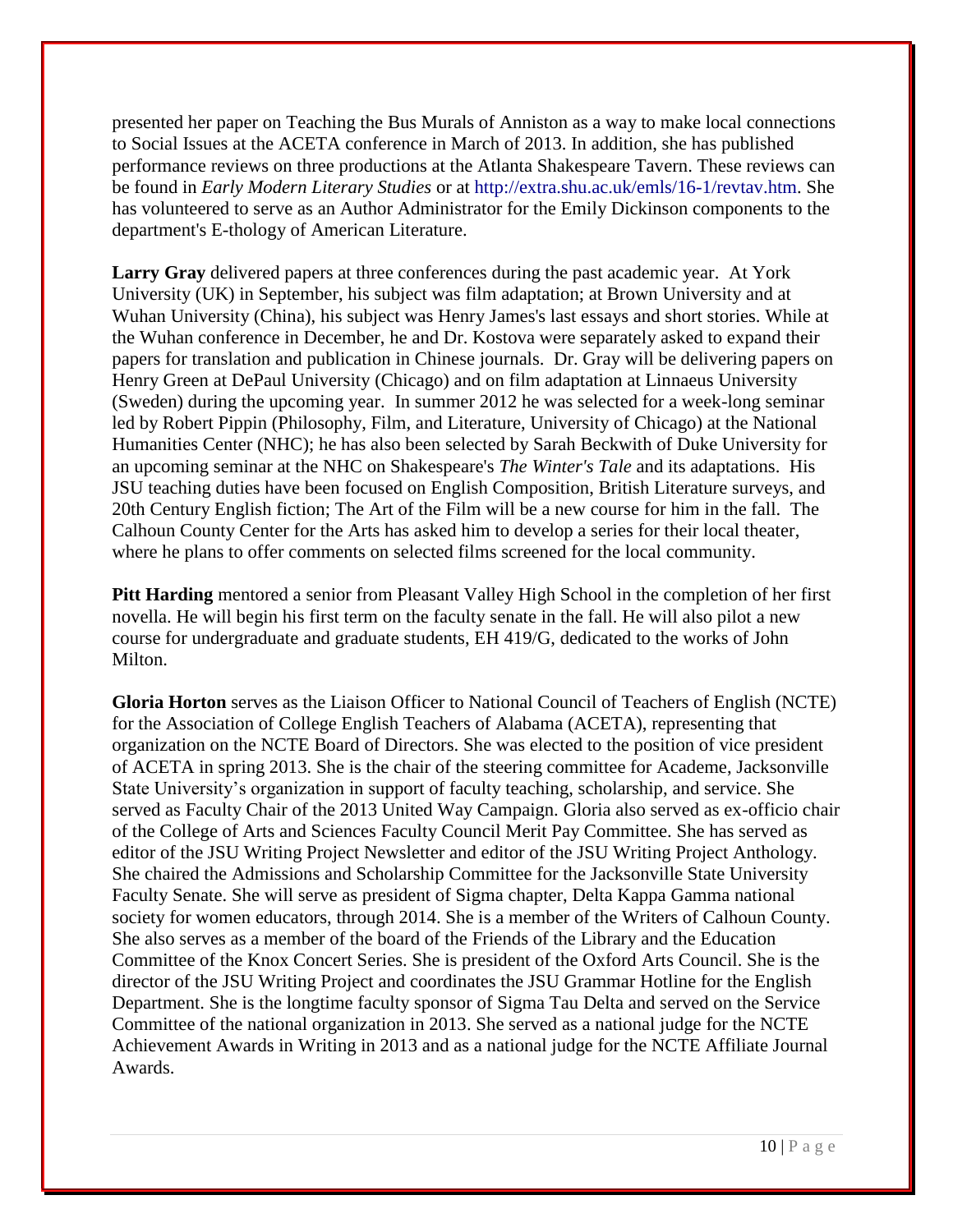presented her paper on Teaching the Bus Murals of Anniston as a way to make local connections to Social Issues at the ACETA conference in March of 2013. In addition, she has published performance reviews on three productions at the Atlanta Shakespeare Tavern. These reviews can be found in *Early Modern Literary Studies* or at http://extra.shu.ac.uk/emls/16-1/revtav.htm. She has volunteered to serve as an Author Administrator for the Emily Dickinson components to the department's E-thology of American Literature.

**Larry Gray** delivered papers at three conferences during the past academic year. At York University (UK) in September, his subject was film adaptation; at Brown University and at Wuhan University (China), his subject was Henry James's last essays and short stories. While at the Wuhan conference in December, he and Dr. Kostova were separately asked to expand their papers for translation and publication in Chinese journals. Dr. Gray will be delivering papers on Henry Green at DePaul University (Chicago) and on film adaptation at Linnaeus University (Sweden) during the upcoming year. In summer 2012 he was selected for a week-long seminar led by Robert Pippin (Philosophy, Film, and Literature, University of Chicago) at the National Humanities Center (NHC); he has also been selected by Sarah Beckwith of Duke University for an upcoming seminar at the NHC on Shakespeare's *The Winter's Tale* and its adaptations. His JSU teaching duties have been focused on English Composition, British Literature surveys, and 20th Century English fiction; The Art of the Film will be a new course for him in the fall. The Calhoun County Center for the Arts has asked him to develop a series for their local theater, where he plans to offer comments on selected films screened for the local community.

**Pitt Harding** mentored a senior from Pleasant Valley High School in the completion of her first novella. He will begin his first term on the faculty senate in the fall. He will also pilot a new course for undergraduate and graduate students, EH 419/G, dedicated to the works of John Milton.

**Gloria Horton** serves as the Liaison Officer to National Council of Teachers of English (NCTE) for the Association of College English Teachers of Alabama (ACETA), representing that organization on the NCTE Board of Directors. She was elected to the position of vice president of ACETA in spring 2013. She is the chair of the steering committee for Academe, Jacksonville State University's organization in support of faculty teaching, scholarship, and service. She served as Faculty Chair of the 2013 United Way Campaign. Gloria also served as ex-officio chair of the College of Arts and Sciences Faculty Council Merit Pay Committee. She has served as editor of the JSU Writing Project Newsletter and editor of the JSU Writing Project Anthology. She chaired the Admissions and Scholarship Committee for the Jacksonville State University Faculty Senate. She will serve as president of Sigma chapter, Delta Kappa Gamma national society for women educators, through 2014. She is a member of the Writers of Calhoun County. She also serves as a member of the board of the Friends of the Library and the Education Committee of the Knox Concert Series. She is president of the Oxford Arts Council. She is the director of the JSU Writing Project and coordinates the JSU Grammar Hotline for the English Department. She is the longtime faculty sponsor of Sigma Tau Delta and served on the Service Committee of the national organization in 2013. She served as a national judge for the NCTE Achievement Awards in Writing in 2013 and as a national judge for the NCTE Affiliate Journal Awards.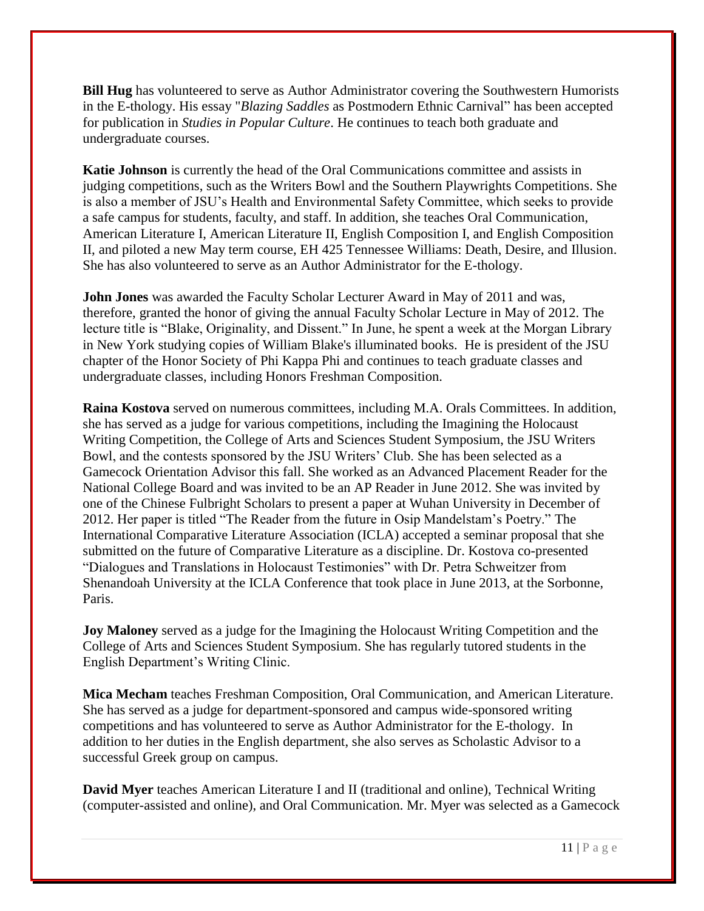**Bill Hug** has volunteered to serve as Author Administrator covering the Southwestern Humorists in the E-thology. His essay "*Blazing Saddles* as Postmodern Ethnic Carnival" has been accepted for publication in *Studies in Popular Culture*. He continues to teach both graduate and undergraduate courses.

**Katie Johnson** is currently the head of the Oral Communications committee and assists in judging competitions, such as the Writers Bowl and the Southern Playwrights Competitions. She is also a member of JSU's Health and Environmental Safety Committee, which seeks to provide a safe campus for students, faculty, and staff. In addition, she teaches Oral Communication, American Literature I, American Literature II, English Composition I, and English Composition II, and piloted a new May term course, EH 425 Tennessee Williams: Death, Desire, and Illusion. She has also volunteered to serve as an Author Administrator for the E-thology.

**John Jones** was awarded the Faculty Scholar Lecturer Award in May of 2011 and was, therefore, granted the honor of giving the annual Faculty Scholar Lecture in May of 2012. The lecture title is "Blake, Originality, and Dissent." In June, he spent a week at the Morgan Library in New York studying copies of William Blake's illuminated books. He is president of the JSU chapter of the Honor Society of Phi Kappa Phi and continues to teach graduate classes and undergraduate classes, including Honors Freshman Composition.

**Raina Kostova** served on numerous committees, including M.A. Orals Committees. In addition, she has served as a judge for various competitions, including the Imagining the Holocaust Writing Competition, the College of Arts and Sciences Student Symposium, the JSU Writers Bowl, and the contests sponsored by the JSU Writers' Club. She has been selected as a Gamecock Orientation Advisor this fall. She worked as an Advanced Placement Reader for the National College Board and was invited to be an AP Reader in June 2012. She was invited by one of the Chinese Fulbright Scholars to present a paper at Wuhan University in December of 2012. Her paper is titled "The Reader from the future in Osip Mandelstam's Poetry." The International Comparative Literature Association (ICLA) accepted a seminar proposal that she submitted on the future of Comparative Literature as a discipline. Dr. Kostova co-presented "Dialogues and Translations in Holocaust Testimonies" with Dr. Petra Schweitzer from Shenandoah University at the ICLA Conference that took place in June 2013, at the Sorbonne, Paris.

**Joy Maloney** served as a judge for the Imagining the Holocaust Writing Competition and the College of Arts and Sciences Student Symposium. She has regularly tutored students in the English Department's Writing Clinic.

**Mica Mecham** teaches Freshman Composition, Oral Communication, and American Literature. She has served as a judge for department-sponsored and campus wide-sponsored writing competitions and has volunteered to serve as Author Administrator for the E-thology. In addition to her duties in the English department, she also serves as Scholastic Advisor to a successful Greek group on campus.

**David Myer** teaches American Literature I and II (traditional and online), Technical Writing (computer-assisted and online), and Oral Communication. Mr. Myer was selected as a Gamecock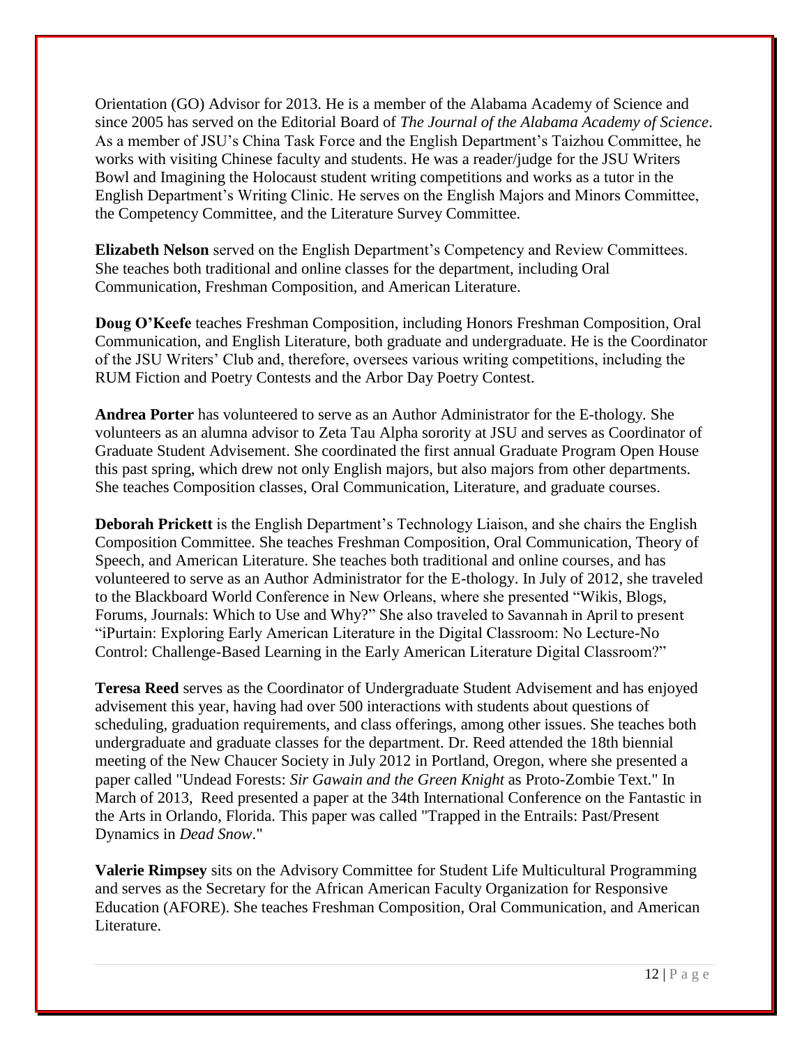Orientation (GO) Advisor for 2013. He is a member of the Alabama Academy of Science and since 2005 has served on the Editorial Board of *The Journal of the Alabama Academy of Science*. As a member of JSU's China Task Force and the English Department's Taizhou Committee, he works with visiting Chinese faculty and students. He was a reader/judge for the JSU Writers Bowl and Imagining the Holocaust student writing competitions and works as a tutor in the English Department's Writing Clinic. He serves on the English Majors and Minors Committee, the Competency Committee, and the Literature Survey Committee.

**Elizabeth Nelson** served on the English Department's Competency and Review Committees. She teaches both traditional and online classes for the department, including Oral Communication, Freshman Composition, and American Literature.

**Doug O'Keefe** teaches Freshman Composition, including Honors Freshman Composition, Oral Communication, and English Literature, both graduate and undergraduate. He is the Coordinator of the JSU Writers' Club and, therefore, oversees various writing competitions, including the RUM Fiction and Poetry Contests and the Arbor Day Poetry Contest.

**Andrea Porter** has volunteered to serve as an Author Administrator for the E-thology. She volunteers as an alumna advisor to Zeta Tau Alpha sorority at JSU and serves as Coordinator of Graduate Student Advisement. She coordinated the first annual Graduate Program Open House this past spring, which drew not only English majors, but also majors from other departments. She teaches Composition classes, Oral Communication, Literature, and graduate courses.

**Deborah Prickett** is the English Department's Technology Liaison, and she chairs the English Composition Committee. She teaches Freshman Composition, Oral Communication, Theory of Speech, and American Literature. She teaches both traditional and online courses, and has volunteered to serve as an Author Administrator for the E-thology. In July of 2012, she traveled to the Blackboard World Conference in New Orleans, where she presented "Wikis, Blogs, Forums, Journals: Which to Use and Why?" She also traveled to Savannah in April to present "iPurtain: Exploring Early American Literature in the Digital Classroom: No Lecture-No Control: Challenge-Based Learning in the Early American Literature Digital Classroom?"

**Teresa Reed** serves as the Coordinator of Undergraduate Student Advisement and has enjoyed advisement this year, having had over 500 interactions with students about questions of scheduling, graduation requirements, and class offerings, among other issues. She teaches both undergraduate and graduate classes for the department. Dr. Reed attended the 18th biennial meeting of the New Chaucer Society in July 2012 in Portland, Oregon, where she presented a paper called "Undead Forests: *Sir Gawain and the Green Knight* as Proto-Zombie Text." In March of 2013, Reed presented a paper at the 34th International Conference on the Fantastic in the Arts in Orlando, Florida. This paper was called "Trapped in the Entrails: Past/Present Dynamics in *Dead Snow*."

**Valerie Rimpsey** sits on the Advisory Committee for Student Life Multicultural Programming and serves as the Secretary for the African American Faculty Organization for Responsive Education (AFORE). She teaches Freshman Composition, Oral Communication, and American Literature.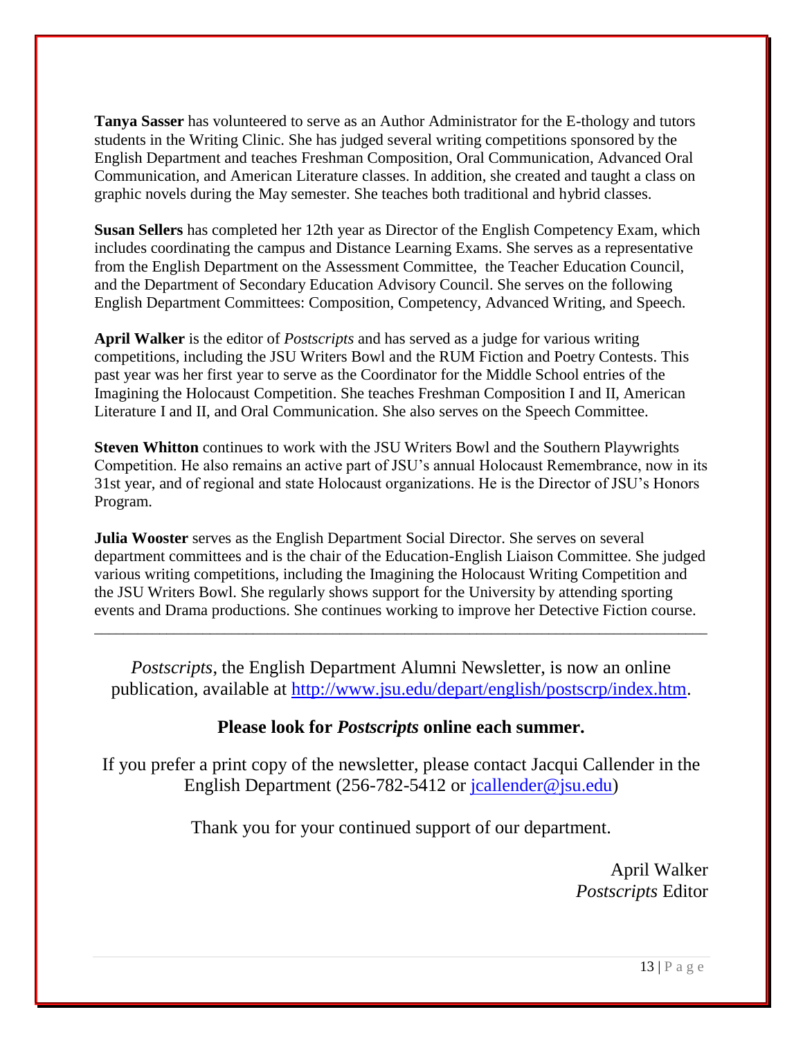**Tanya Sasser** has volunteered to serve as an Author Administrator for the E-thology and tutors students in the Writing Clinic. She has judged several writing competitions sponsored by the English Department and teaches Freshman Composition, Oral Communication, Advanced Oral Communication, and American Literature classes. In addition, she created and taught a class on graphic novels during the May semester. She teaches both traditional and hybrid classes.

**Susan Sellers** has completed her 12th year as Director of the English Competency Exam, which includes coordinating the campus and Distance Learning Exams. She serves as a representative from the English Department on the Assessment Committee, the Teacher Education Council, and the Department of Secondary Education Advisory Council. She serves on the following English Department Committees: Composition, Competency, Advanced Writing, and Speech.

**April Walker** is the editor of *Postscripts* and has served as a judge for various writing competitions, including the JSU Writers Bowl and the RUM Fiction and Poetry Contests. This past year was her first year to serve as the Coordinator for the Middle School entries of the Imagining the Holocaust Competition. She teaches Freshman Composition I and II, American Literature I and II, and Oral Communication. She also serves on the Speech Committee.

**Steven Whitton** continues to work with the JSU Writers Bowl and the Southern Playwrights Competition. He also remains an active part of JSU's annual Holocaust Remembrance, now in its 31st year, and of regional and state Holocaust organizations. He is the Director of JSU's Honors Program.

**Julia Wooster** serves as the English Department Social Director. She serves on several department committees and is the chair of the Education-English Liaison Committee. She judged various writing competitions, including the Imagining the Holocaust Writing Competition and the JSU Writers Bowl. She regularly shows support for the University by attending sporting events and Drama productions. She continues working to improve her Detective Fiction course.

---

*Postscripts*, the English Department Alumni Newsletter, is now an online publication, available at http://www.jsu.edu/depart/english/postscrp/index.htm.

**Please look for *Postscripts* online each summer.**

If you prefer a print copy of the newsletter, please contact Jacqui Callender in the English Department (256-782-5412 or jcallender@jsu.edu)

Thank you for your continued support of our department.

April Walker
*Postscripts* Editor